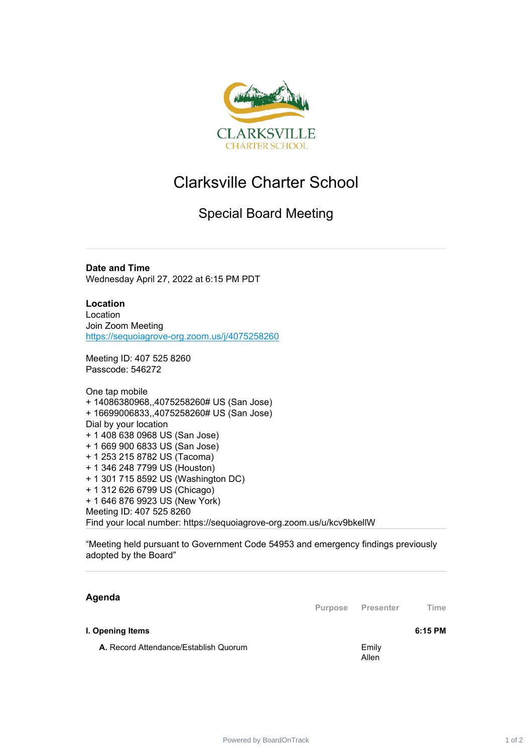# Clarksville Charter School

## Special Board Meeting

---

**Date and Time**
Wednesday April 27, 2022 at 6:15 PM PDT

**Location**
Location
Join Zoom Meeting
https://sequoiagrove-org.zoom.us/j/4075258260

Meeting ID: 407 525 8260
Passcode: 546272

One tap mobile
+ 14086380968,,4075258260# US (San Jose)
+ 16699006833,,4075258260# US (San Jose)
Dial by your location
+ 1 408 638 0968 US (San Jose)
+ 1 669 900 6833 US (San Jose)
+ 1 253 215 8782 US (Tacoma)
+ 1 346 248 7799 US (Houston)
+ 1 301 715 8592 US (Washington DC)
+ 1 312 626 6799 US (Chicago)
+ 1 646 876 9923 US (New York)
Meeting ID: 407 525 8260
Find your local number: https://sequoiagrove-org.zoom.us/u/kcv9bkellW

---

“Meeting held pursuant to Government Code 54953 and emergency findings previously adopted by the Board”

---

## Agenda

| | Purpose | Presenter | Time |
|---|---|---|---|
| **I. Opening Items** | | | **6:15 PM** |
| **A.** Record Attendance/Establish Quorum | | Emily Allen | |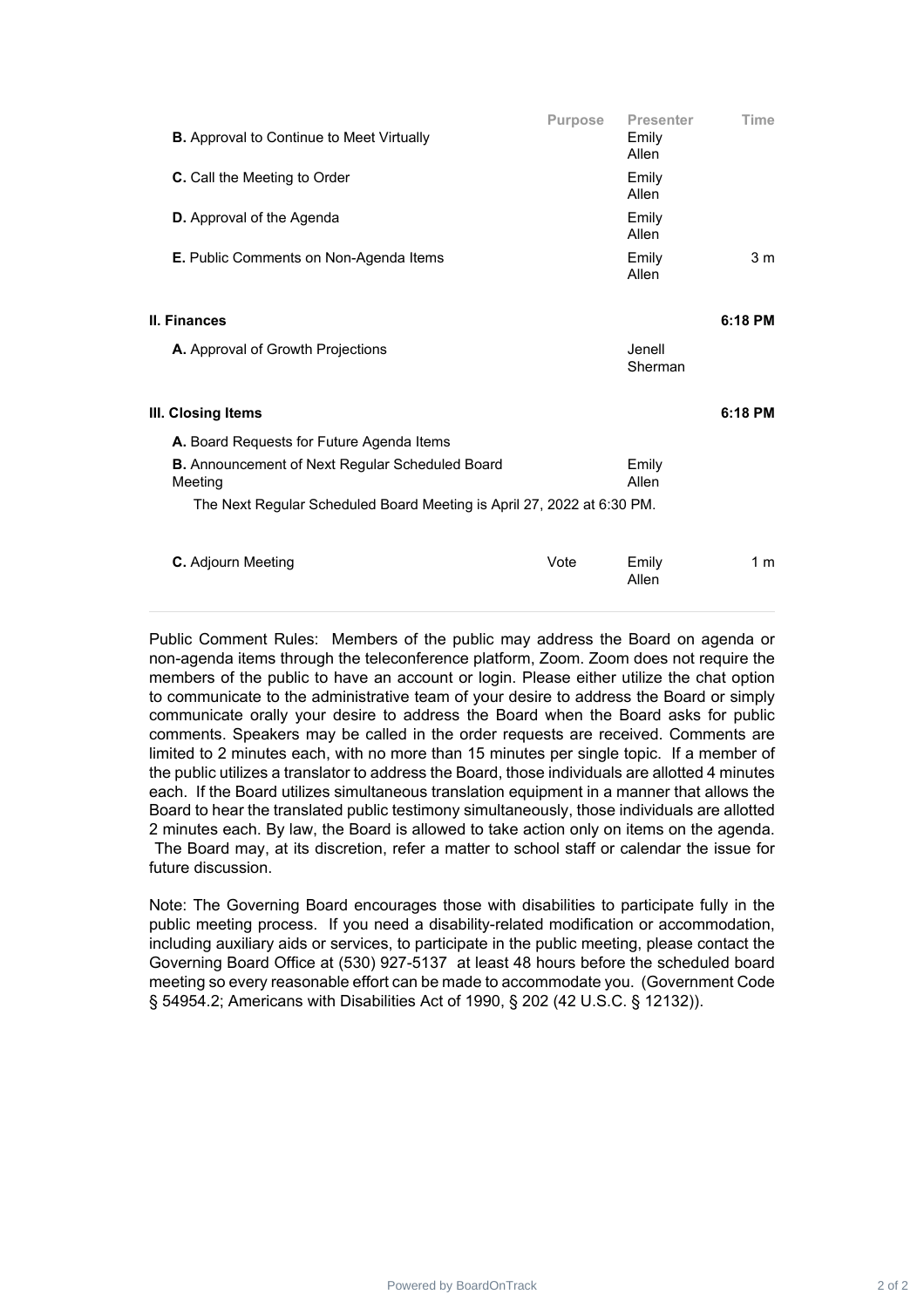| | Purpose | Presenter | Time |
|---|---|---|---|
| **B.** Approval to Continue to Meet Virtually | | Emily Allen | |
| **C.** Call the Meeting to Order | | Emily Allen | |
| **D.** Approval of the Agenda | | Emily Allen | |
| **E.** Public Comments on Non-Agenda Items | | Emily Allen | 3 m |
| **II. Finances** | | | **6:18 PM** |
| **A.** Approval of Growth Projections | | Jenell Sherman | |
| **III. Closing Items** | | | **6:18 PM** |
| **A.** Board Requests for Future Agenda Items | | | |
| **B.** Announcement of Next Regular Scheduled Board Meeting | | Emily Allen | |
| The Next Regular Scheduled Board Meeting is April 27, 2022 at 6:30 PM. | | | |
| **C.** Adjourn Meeting | Vote | Emily Allen | 1 m |

Public Comment Rules: Members of the public may address the Board on agenda or non-agenda items through the teleconference platform, Zoom. Zoom does not require the members of the public to have an account or login. Please either utilize the chat option to communicate to the administrative team of your desire to address the Board or simply communicate orally your desire to address the Board when the Board asks for public comments. Speakers may be called in the order requests are received. Comments are limited to 2 minutes each, with no more than 15 minutes per single topic. If a member of the public utilizes a translator to address the Board, those individuals are allotted 4 minutes each. If the Board utilizes simultaneous translation equipment in a manner that allows the Board to hear the translated public testimony simultaneously, those individuals are allotted 2 minutes each. By law, the Board is allowed to take action only on items on the agenda. The Board may, at its discretion, refer a matter to school staff or calendar the issue for future discussion.

Note: The Governing Board encourages those with disabilities to participate fully in the public meeting process. If you need a disability-related modification or accommodation, including auxiliary aids or services, to participate in the public meeting, please contact the Governing Board Office at (530) 927-5137 at least 48 hours before the scheduled board meeting so every reasonable effort can be made to accommodate you. (Government Code § 54954.2; Americans with Disabilities Act of 1990, § 202 (42 U.S.C. § 12132)).